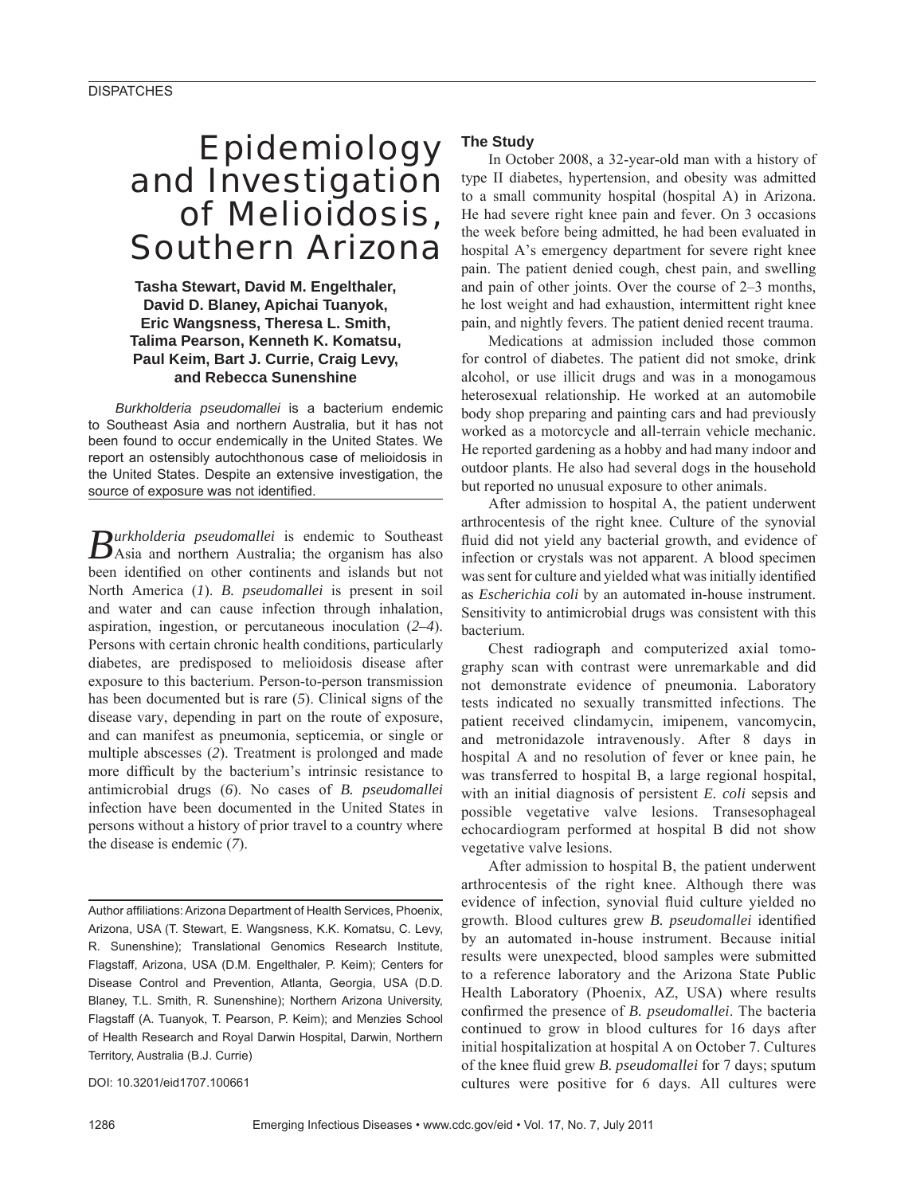# Epidemiology and Investigation of Melioidosis, Southern Arizona

**Tasha Stewart, David M. Engelthaler, David D. Blaney, Apichai Tuanyok, Eric Wangsness, Theresa L. Smith, Talima Pearson, Kenneth K. Komatsu, Paul Keim, Bart J. Currie, Craig Levy, and Rebecca Sunenshine**

*Burkholderia pseudomallei* is a bacterium endemic to Southeast Asia and northern Australia, but it has not been found to occur endemically in the United States. We report an ostensibly autochthonous case of melioidosis in the United States. Despite an extensive investigation, the source of exposure was not identified.

*Burkholderia pseudomallei* is endemic to Southeast Asia and northern Australia; the organism has also been identified on other continents and islands but not North America (*1*). *B. pseudomallei* is present in soil and water and can cause infection through inhalation, aspiration, ingestion, or percutaneous inoculation (*2–4*). Persons with certain chronic health conditions, particularly diabetes, are predisposed to melioidosis disease after exposure to this bacterium. Person-to-person transmission has been documented but is rare (*5*). Clinical signs of the disease vary, depending in part on the route of exposure, and can manifest as pneumonia, septicemia, or single or multiple abscesses (*2*). Treatment is prolonged and made more difficult by the bacterium's intrinsic resistance to antimicrobial drugs (*6*). No cases of *B. pseudomallei* infection have been documented in the United States in persons without a history of prior travel to a country where the disease is endemic (*7*).

Author affiliations: Arizona Department of Health Services, Phoenix, Arizona, USA (T. Stewart, E. Wangsness, K.K. Komatsu, C. Levy, R. Sunenshine); Translational Genomics Research Institute, Flagstaff, Arizona, USA (D.M. Engelthaler, P. Keim); Centers for Disease Control and Prevention, Atlanta, Georgia, USA (D.D. Blaney, T.L. Smith, R. Sunenshine); Northern Arizona University, Flagstaff (A. Tuanyok, T. Pearson, P. Keim); and Menzies School of Health Research and Royal Darwin Hospital, Darwin, Northern Territory, Australia (B.J. Currie)

DOI: 10.3201/eid1707.100661

## The Study

In October 2008, a 32-year-old man with a history of type II diabetes, hypertension, and obesity was admitted to a small community hospital (hospital A) in Arizona. He had severe right knee pain and fever. On 3 occasions the week before being admitted, he had been evaluated in hospital A's emergency department for severe right knee pain. The patient denied cough, chest pain, and swelling and pain of other joints. Over the course of 2–3 months, he lost weight and had exhaustion, intermittent right knee pain, and nightly fevers. The patient denied recent trauma.

Medications at admission included those common for control of diabetes. The patient did not smoke, drink alcohol, or use illicit drugs and was in a monogamous heterosexual relationship. He worked at an automobile body shop preparing and painting cars and had previously worked as a motorcycle and all-terrain vehicle mechanic. He reported gardening as a hobby and had many indoor and outdoor plants. He also had several dogs in the household but reported no unusual exposure to other animals.

After admission to hospital A, the patient underwent arthrocentesis of the right knee. Culture of the synovial fluid did not yield any bacterial growth, and evidence of infection or crystals was not apparent. A blood specimen was sent for culture and yielded what was initially identified as *Escherichia coli* by an automated in-house instrument. Sensitivity to antimicrobial drugs was consistent with this bacterium.

Chest radiograph and computerized axial tomography scan with contrast were unremarkable and did not demonstrate evidence of pneumonia. Laboratory tests indicated no sexually transmitted infections. The patient received clindamycin, imipenem, vancomycin, and metronidazole intravenously. After 8 days in hospital A and no resolution of fever or knee pain, he was transferred to hospital B, a large regional hospital, with an initial diagnosis of persistent *E. coli* sepsis and possible vegetative valve lesions. Transesophageal echocardiogram performed at hospital B did not show vegetative valve lesions.

After admission to hospital B, the patient underwent arthrocentesis of the right knee. Although there was evidence of infection, synovial fluid culture yielded no growth. Blood cultures grew *B. pseudomallei* identified by an automated in-house instrument. Because initial results were unexpected, blood samples were submitted to a reference laboratory and the Arizona State Public Health Laboratory (Phoenix, AZ, USA) where results confirmed the presence of *B. pseudomallei*. The bacteria continued to grow in blood cultures for 16 days after initial hospitalization at hospital A on October 7. Cultures of the knee fluid grew *B. pseudomallei* for 7 days; sputum cultures were positive for 6 days. All cultures were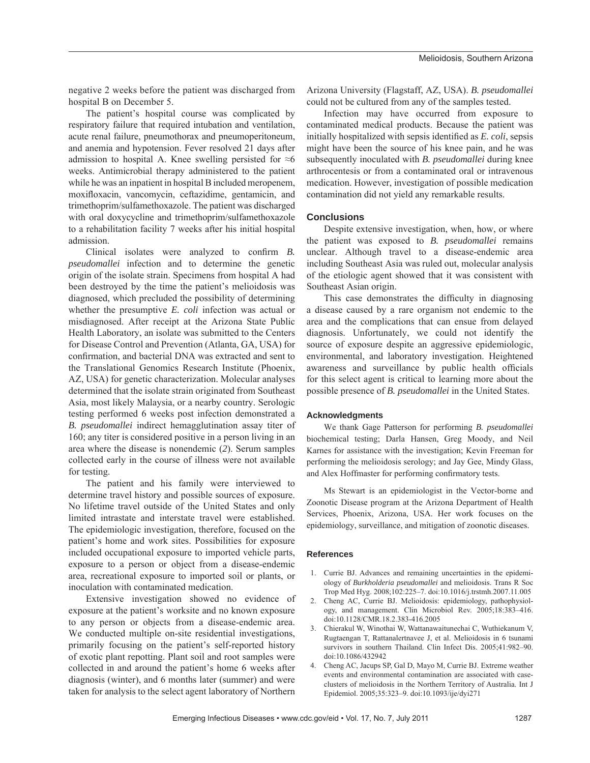negative 2 weeks before the patient was discharged from hospital B on December 5.

The patient's hospital course was complicated by respiratory failure that required intubation and ventilation, acute renal failure, pneumothorax and pneumoperitoneum, and anemia and hypotension. Fever resolved 21 days after admission to hospital A. Knee swelling persisted for ≈6 weeks. Antimicrobial therapy administered to the patient while he was an inpatient in hospital B included meropenem, moxifloxacin, vancomycin, ceftazidime, gentamicin, and trimethoprim/sulfamethoxazole. The patient was discharged with oral doxycycline and trimethoprim/sulfamethoxazole to a rehabilitation facility 7 weeks after his initial hospital admission.

Clinical isolates were analyzed to confirm *B. pseudomallei* infection and to determine the genetic origin of the isolate strain. Specimens from hospital A had been destroyed by the time the patient's melioidosis was diagnosed, which precluded the possibility of determining whether the presumptive *E. coli* infection was actual or misdiagnosed. After receipt at the Arizona State Public Health Laboratory, an isolate was submitted to the Centers for Disease Control and Prevention (Atlanta, GA, USA) for confirmation, and bacterial DNA was extracted and sent to the Translational Genomics Research Institute (Phoenix, AZ, USA) for genetic characterization. Molecular analyses determined that the isolate strain originated from Southeast Asia, most likely Malaysia, or a nearby country. Serologic testing performed 6 weeks post infection demonstrated a *B. pseudomallei* indirect hemagglutination assay titer of 160; any titer is considered positive in a person living in an area where the disease is nonendemic (*2*). Serum samples collected early in the course of illness were not available for testing.

The patient and his family were interviewed to determine travel history and possible sources of exposure. No lifetime travel outside of the United States and only limited intrastate and interstate travel were established. The epidemiologic investigation, therefore, focused on the patient's home and work sites. Possibilities for exposure included occupational exposure to imported vehicle parts, exposure to a person or object from a disease-endemic area, recreational exposure to imported soil or plants, or inoculation with contaminated medication.

Extensive investigation showed no evidence of exposure at the patient's worksite and no known exposure to any person or objects from a disease-endemic area. We conducted multiple on-site residential investigations, primarily focusing on the patient's self-reported history of exotic plant repotting. Plant soil and root samples were collected in and around the patient's home 6 weeks after diagnosis (winter), and 6 months later (summer) and were taken for analysis to the select agent laboratory of Northern Arizona University (Flagstaff, AZ, USA). *B. pseudomallei* could not be cultured from any of the samples tested.

Infection may have occurred from exposure to contaminated medical products. Because the patient was initially hospitalized with sepsis identified as *E. coli*, sepsis might have been the source of his knee pain, and he was subsequently inoculated with *B. pseudomallei* during knee arthrocentesis or from a contaminated oral or intravenous medication. However, investigation of possible medication contamination did not yield any remarkable results.

## Conclusions

Despite extensive investigation, when, how, or where the patient was exposed to *B. pseudomallei* remains unclear. Although travel to a disease-endemic area including Southeast Asia was ruled out, molecular analysis of the etiologic agent showed that it was consistent with Southeast Asian origin.

This case demonstrates the difficulty in diagnosing a disease caused by a rare organism not endemic to the area and the complications that can ensue from delayed diagnosis. Unfortunately, we could not identify the source of exposure despite an aggressive epidemiologic, environmental, and laboratory investigation. Heightened awareness and surveillance by public health officials for this select agent is critical to learning more about the possible presence of *B. pseudomallei* in the United States.

### Acknowledgments

We thank Gage Patterson for performing *B. pseudomallei* biochemical testing; Darla Hansen, Greg Moody, and Neil Karnes for assistance with the investigation; Kevin Freeman for performing the melioidosis serology; and Jay Gee, Mindy Glass, and Alex Hoffmaster for performing confirmatory tests.

Ms Stewart is an epidemiologist in the Vector-borne and Zoonotic Disease program at the Arizona Department of Health Services, Phoenix, Arizona, USA. Her work focuses on the epidemiology, surveillance, and mitigation of zoonotic diseases.

## References

1. Currie BJ. Advances and remaining uncertainties in the epidemiology of *Burkholderia pseudomallei* and melioidosis. Trans R Soc Trop Med Hyg. 2008;102:225–7. doi:10.1016/j.trstmh.2007.11.005
2. Cheng AC, Currie BJ. Melioidosis: epidemiology, pathophysiology, and management. Clin Microbiol Rev. 2005;18:383–416. doi:10.1128/CMR.18.2.383-416.2005
3. Chierakul W, Winothai W, Wattanawaitunechai C, Wuthiekanum V, Rugtaengan T, Rattanalertnavee J, et al. Melioidosis in 6 tsunami survivors in southern Thailand. Clin Infect Dis. 2005;41:982–90. doi:10.1086/432942
4. Cheng AC, Jacups SP, Gal D, Mayo M, Currie BJ. Extreme weather events and environmental contamination are associated with case-clusters of melioidosis in the Northern Territory of Australia. Int J Epidemiol. 2005;35:323–9. doi:10.1093/ije/dyi271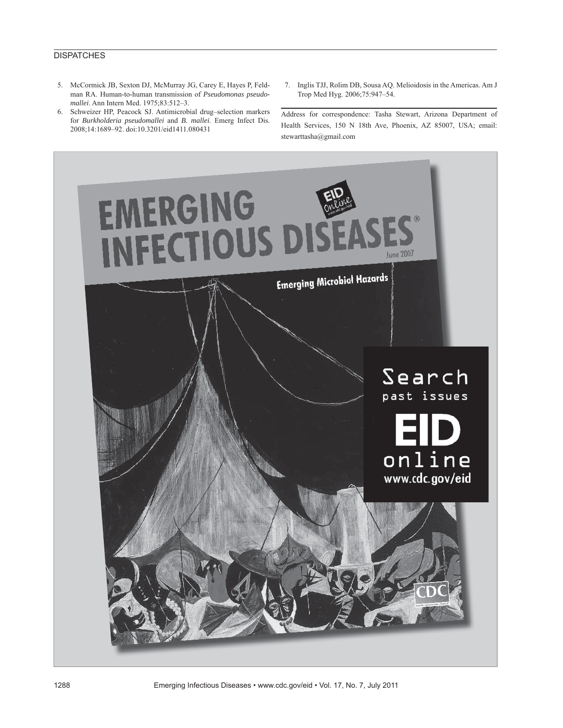5. McCormick JB, Sexton DJ, McMurray JG, Carey E, Hayes P, Feldman RA. Human-to-human transmission of *Pseudomonas pseudomallei*. Ann Intern Med. 1975;83:512–3.
6. Schweizer HP, Peacock SJ. Antimicrobial drug–selection markers for *Burkholderia pseudomallei* and *B. mallei*. Emerg Infect Dis. 2008;14:1689–92. doi:10.3201/eid1411.080431
7. Inglis TJJ, Rolim DB, Sousa AQ. Melioidosis in the Americas. Am J Trop Med Hyg. 2006;75:947–54.

Address for correspondence: Tasha Stewart, Arizona Department of Health Services, 150 N 18th Ave, Phoenix, AZ 85007, USA; email: stewarttasha@gmail.com

EMERGING INFECTIOUS DISEASES®

June 2007

Emerging Microbial Hazards

Search past issues

EID online

www.cdc.gov/eid